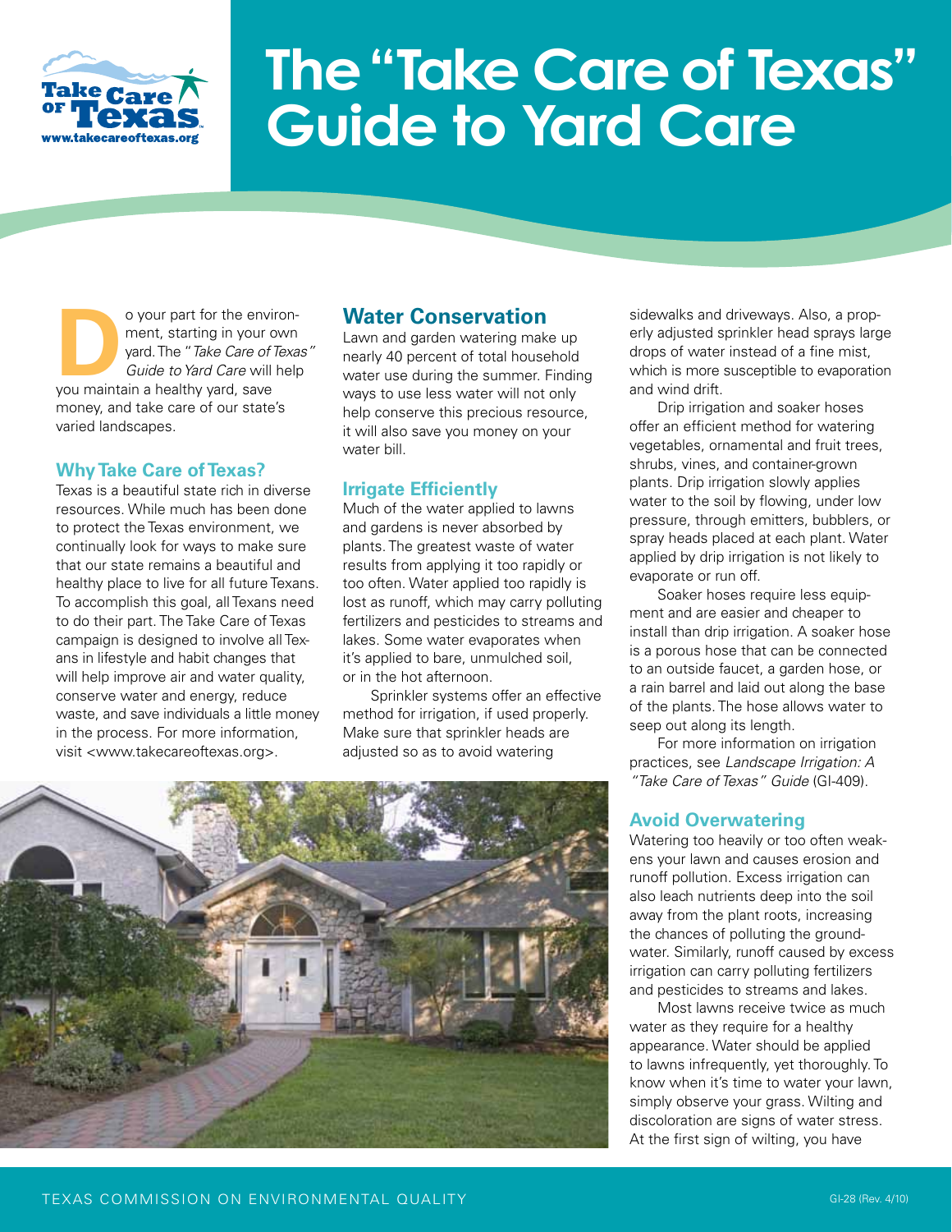# The "Take Care of Texas" Guide to Yard Care

Do your part for the environment, starting in your own yard. The "*Take Care of Texas" Guide to Yard Care* will help you maintain a healthy yard, save money, and take care of our state's varied landscapes.

## Why Take Care of Texas?

Texas is a beautiful state rich in diverse resources. While much has been done to protect the Texas environment, we continually look for ways to make sure that our state remains a beautiful and healthy place to live for all future Texans. To accomplish this goal, all Texans need to do their part. The Take Care of Texas campaign is designed to involve all Texans in lifestyle and habit changes that will help improve air and water quality, conserve water and energy, reduce waste, and save individuals a little money in the process. For more information, visit <www.takecareoftexas.org>.

## Water Conservation

Lawn and garden watering make up nearly 40 percent of total household water use during the summer. Finding ways to use less water will not only help conserve this precious resource, it will also save you money on your water bill.

### Irrigate Efficiently

Much of the water applied to lawns and gardens is never absorbed by plants. The greatest waste of water results from applying it too rapidly or too often. Water applied too rapidly is lost as runoff, which may carry polluting fertilizers and pesticides to streams and lakes. Some water evaporates when it's applied to bare, unmulched soil, or in the hot afternoon.

Sprinkler systems offer an effective method for irrigation, if used properly. Make sure that sprinkler heads are adjusted so as to avoid watering sidewalks and driveways. Also, a properly adjusted sprinkler head sprays large drops of water instead of a fine mist, which is more susceptible to evaporation and wind drift.

Drip irrigation and soaker hoses offer an efficient method for watering vegetables, ornamental and fruit trees, shrubs, vines, and container-grown plants. Drip irrigation slowly applies water to the soil by flowing, under low pressure, through emitters, bubblers, or spray heads placed at each plant. Water applied by drip irrigation is not likely to evaporate or run off.

Soaker hoses require less equipment and are easier and cheaper to install than drip irrigation. A soaker hose is a porous hose that can be connected to an outside faucet, a garden hose, or a rain barrel and laid out along the base of the plants. The hose allows water to seep out along its length.

For more information on irrigation practices, see *Landscape Irrigation: A "Take Care of Texas" Guide* (GI-409).

### Avoid Overwatering

Watering too heavily or too often weakens your lawn and causes erosion and runoff pollution. Excess irrigation can also leach nutrients deep into the soil away from the plant roots, increasing the chances of polluting the groundwater. Similarly, runoff caused by excess irrigation can carry polluting fertilizers and pesticides to streams and lakes.

Most lawns receive twice as much water as they require for a healthy appearance. Water should be applied to lawns infrequently, yet thoroughly. To know when it's time to water your lawn, simply observe your grass. Wilting and discoloration are signs of water stress. At the first sign of wilting, you have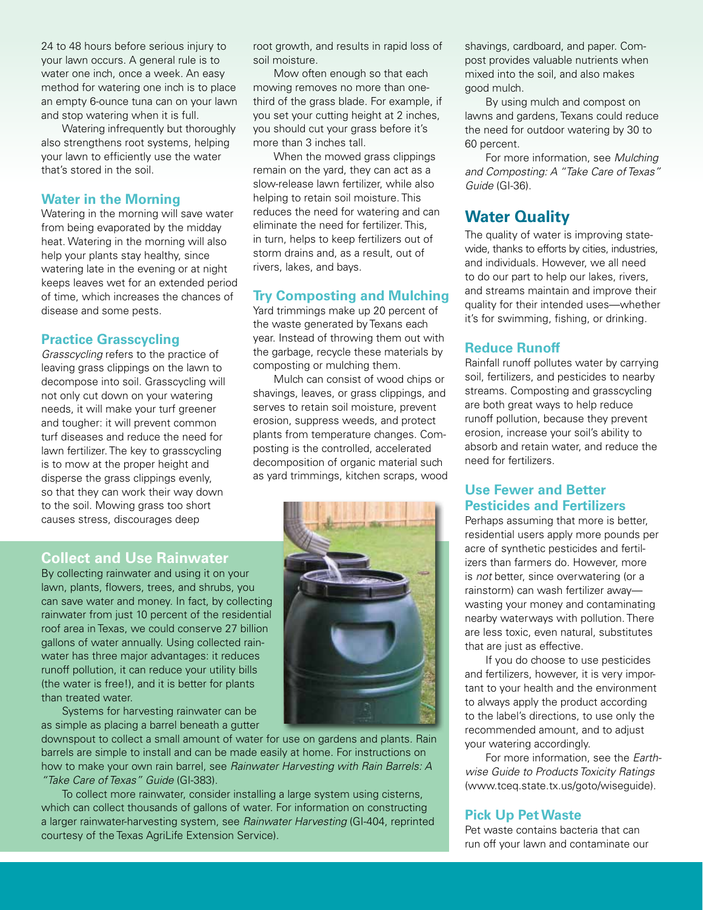24 to 48 hours before serious injury to your lawn occurs. A general rule is to water one inch, once a week. An easy method for watering one inch is to place an empty 6-ounce tuna can on your lawn and stop watering when it is full.

Watering infrequently but thoroughly also strengthens root systems, helping your lawn to efficiently use the water that's stored in the soil.

### Water in the Morning

Watering in the morning will save water from being evaporated by the midday heat. Watering in the morning will also help your plants stay healthy, since watering late in the evening or at night keeps leaves wet for an extended period of time, which increases the chances of disease and some pests.

### Practice Grasscycling

*Grasscycling* refers to the practice of leaving grass clippings on the lawn to decompose into soil. Grasscycling will not only cut down on your watering needs, it will make your turf greener and tougher: it will prevent common turf diseases and reduce the need for lawn fertilizer. The key to grasscycling is to mow at the proper height and disperse the grass clippings evenly, so that they can work their way down to the soil. Mowing grass too short causes stress, discourages deep root growth, and results in rapid loss of soil moisture.

Mow often enough so that each mowing removes no more than one-third of the grass blade. For example, if you set your cutting height at 2 inches, you should cut your grass before it's more than 3 inches tall.

When the mowed grass clippings remain on the yard, they can act as a slow-release lawn fertilizer, while also helping to retain soil moisture. This reduces the need for watering and can eliminate the need for fertilizer. This, in turn, helps to keep fertilizers out of storm drains and, as a result, out of rivers, lakes, and bays.

### Try Composting and Mulching

Yard trimmings make up 20 percent of the waste generated by Texans each year. Instead of throwing them out with the garbage, recycle these materials by composting or mulching them.

Mulch can consist of wood chips or shavings, leaves, or grass clippings, and serves to retain soil moisture, prevent erosion, suppress weeds, and protect plants from temperature changes. Composting is the controlled, accelerated decomposition of organic material such as yard trimmings, kitchen scraps, wood shavings, cardboard, and paper. Compost provides valuable nutrients when mixed into the soil, and also makes good mulch.

By using mulch and compost on lawns and gardens, Texans could reduce the need for outdoor watering by 30 to 60 percent.

For more information, see *Mulching and Composting: A "Take Care of Texas" Guide* (GI-36).

### Collect and Use Rainwater

By collecting rainwater and using it on your lawn, plants, flowers, trees, and shrubs, you can save water and money. In fact, by collecting rainwater from just 10 percent of the residential roof area in Texas, we could conserve 27 billion gallons of water annually. Using collected rainwater has three major advantages: it reduces runoff pollution, it can reduce your utility bills (the water is free!), and it is better for plants than treated water.

Systems for harvesting rainwater can be as simple as placing a barrel beneath a gutter downspout to collect a small amount of water for use on gardens and plants. Rain barrels are simple to install and can be made easily at home. For instructions on how to make your own rain barrel, see *Rainwater Harvesting with Rain Barrels: A "Take Care of Texas" Guide* (GI-383).

To collect more rainwater, consider installing a large system using cisterns, which can collect thousands of gallons of water. For information on constructing a larger rainwater-harvesting system, see *Rainwater Harvesting* (GI-404, reprinted courtesy of the Texas AgriLife Extension Service).

## Water Quality

The quality of water is improving statewide, thanks to efforts by cities, industries, and individuals. However, we all need to do our part to help our lakes, rivers, and streams maintain and improve their quality for their intended uses—whether it's for swimming, fishing, or drinking.

### Reduce Runoff

Rainfall runoff pollutes water by carrying soil, fertilizers, and pesticides to nearby streams. Composting and grasscycling are both great ways to help reduce runoff pollution, because they prevent erosion, increase your soil's ability to absorb and retain water, and reduce the need for fertilizers.

### Use Fewer and Better Pesticides and Fertilizers

Perhaps assuming that more is better, residential users apply more pounds per acre of synthetic pesticides and fertilizers than farmers do. However, more is *not* better, since overwatering (or a rainstorm) can wash fertilizer away—wasting your money and contaminating nearby waterways with pollution. There are less toxic, even natural, substitutes that are just as effective.

If you do choose to use pesticides and fertilizers, however, it is very important to your health and the environment to always apply the product according to the label's directions, to use only the recommended amount, and to adjust your watering accordingly.

For more information, see the *Earthwise Guide to Products Toxicity Ratings* (www.tceq.state.tx.us/goto/wiseguide).

### Pick Up Pet Waste

Pet waste contains bacteria that can run off your lawn and contaminate our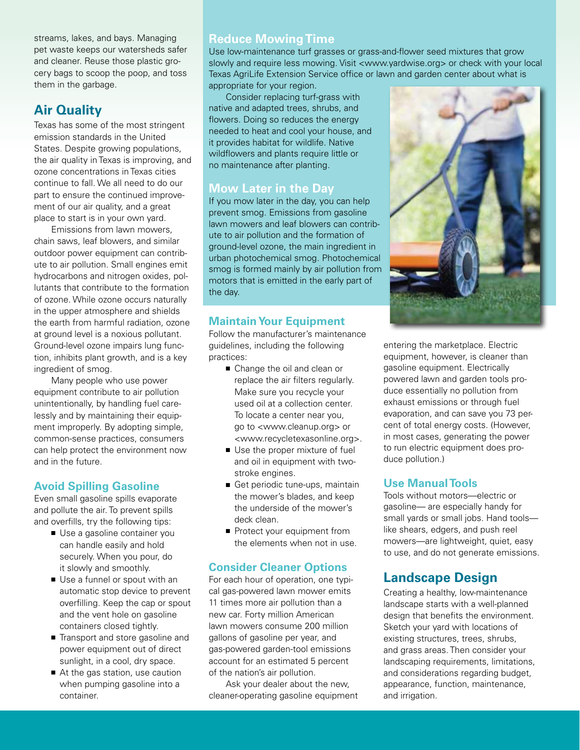streams, lakes, and bays. Managing pet waste keeps our watersheds safer and cleaner. Reuse those plastic grocery bags to scoop the poop, and toss them in the garbage.

## Air Quality

Texas has some of the most stringent emission standards in the United States. Despite growing populations, the air quality in Texas is improving, and ozone concentrations in Texas cities continue to fall. We all need to do our part to ensure the continued improvement of our air quality, and a great place to start is in your own yard.

Emissions from lawn mowers, chain saws, leaf blowers, and similar outdoor power equipment can contribute to air pollution. Small engines emit hydrocarbons and nitrogen oxides, pollutants that contribute to the formation of ozone. While ozone occurs naturally in the upper atmosphere and shields the earth from harmful radiation, ozone at ground level is a noxious pollutant. Ground-level ozone impairs lung function, inhibits plant growth, and is a key ingredient of smog.

Many people who use power equipment contribute to air pollution unintentionally, by handling fuel carelessly and by maintaining their equipment improperly. By adopting simple, common-sense practices, consumers can help protect the environment now and in the future.

### Avoid Spilling Gasoline

Even small gasoline spills evaporate and pollute the air. To prevent spills and overfills, try the following tips:

- Use a gasoline container you can handle easily and hold securely. When you pour, do it slowly and smoothly.
- Use a funnel or spout with an automatic stop device to prevent overfilling. Keep the cap or spout and the vent hole on gasoline containers closed tightly.
- Transport and store gasoline and power equipment out of direct sunlight, in a cool, dry space.
- At the gas station, use caution when pumping gasoline into a container.

### Reduce Mowing Time

Use low-maintenance turf grasses or grass-and-flower seed mixtures that grow slowly and require less mowing. Visit <www.yardwise.org> or check with your local Texas AgriLife Extension Service office or lawn and garden center about what is appropriate for your region.

Consider replacing turf-grass with native and adapted trees, shrubs, and flowers. Doing so reduces the energy needed to heat and cool your house, and it provides habitat for wildlife. Native wildflowers and plants require little or no maintenance after planting.

### Mow Later in the Day

If you mow later in the day, you can help prevent smog. Emissions from gasoline lawn mowers and leaf blowers can contribute to air pollution and the formation of ground-level ozone, the main ingredient in urban photochemical smog. Photochemical smog is formed mainly by air pollution from motors that is emitted in the early part of the day.

### Maintain Your Equipment

Follow the manufacturer's maintenance guidelines, including the following practices:

- Change the oil and clean or replace the air filters regularly. Make sure you recycle your used oil at a collection center. To locate a center near you, go to <www.cleanup.org> or <www.recycletexasonline.org>.
- Use the proper mixture of fuel and oil in equipment with two-stroke engines.
- Get periodic tune-ups, maintain the mower's blades, and keep the underside of the mower's deck clean.
- Protect your equipment from the elements when not in use.

### Consider Cleaner Options

For each hour of operation, one typical gas-powered lawn mower emits 11 times more air pollution than a new car. Forty million American lawn mowers consume 200 million gallons of gasoline per year, and gas-powered garden-tool emissions account for an estimated 5 percent of the nation's air pollution.

Ask your dealer about the new, cleaner-operating gasoline equipment entering the marketplace. Electric equipment, however, is cleaner than gasoline equipment. Electrically powered lawn and garden tools produce essentially no pollution from exhaust emissions or through fuel evaporation, and can save you 73 percent of total energy costs. (However, in most cases, generating the power to run electric equipment does produce pollution.)

### Use Manual Tools

Tools without motors—electric or gasoline— are especially handy for small yards or small jobs. Hand tools—like shears, edgers, and push reel mowers—are lightweight, quiet, easy to use, and do not generate emissions.

## Landscape Design

Creating a healthy, low-maintenance landscape starts with a well-planned design that benefits the environment. Sketch your yard with locations of existing structures, trees, shrubs, and grass areas. Then consider your landscaping requirements, limitations, and considerations regarding budget, appearance, function, maintenance, and irrigation.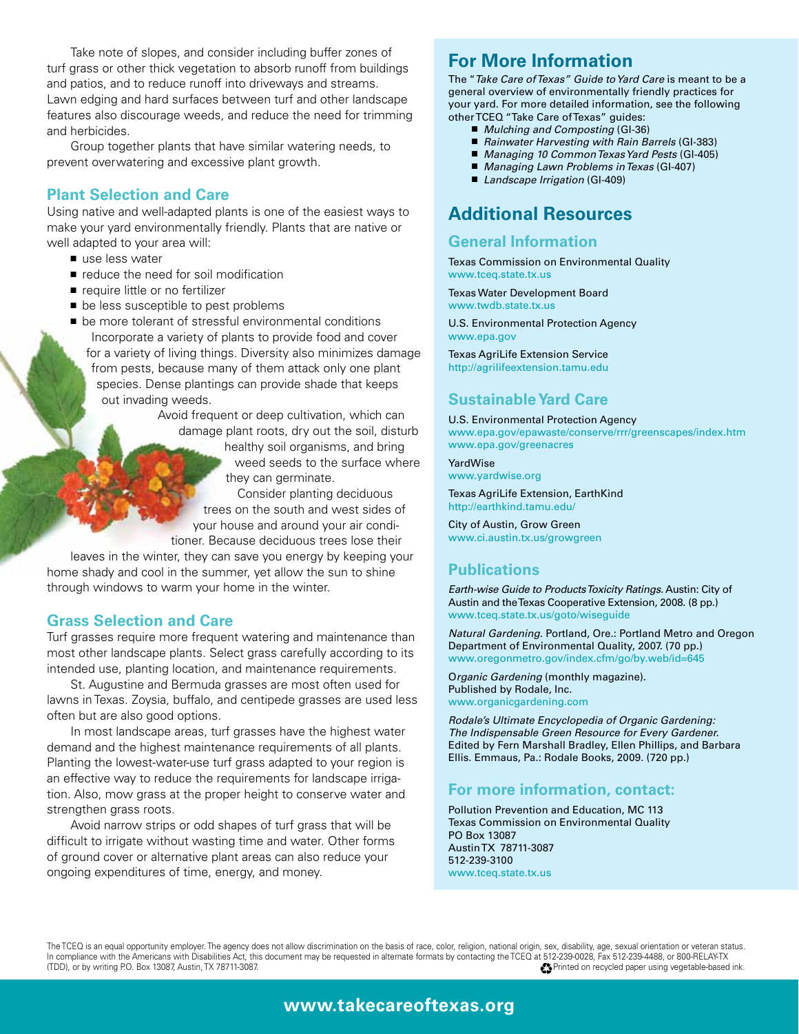Take note of slopes, and consider including buffer zones of turf grass or other thick vegetation to absorb runoff from buildings and patios, and to reduce runoff into driveways and streams. Lawn edging and hard surfaces between turf and other landscape features also discourage weeds, and reduce the need for trimming and herbicides.

Group together plants that have similar watering needs, to prevent overwatering and excessive plant growth.

### Plant Selection and Care

Using native and well-adapted plants is one of the easiest ways to make your yard environmentally friendly. Plants that are native or well adapted to your area will:

- use less water
- reduce the need for soil modification
- require little or no fertilizer
- be less susceptible to pest problems
- be more tolerant of stressful environmental conditions

Incorporate a variety of plants to provide food and cover for a variety of living things. Diversity also minimizes damage from pests, because many of them attack only one plant species. Dense plantings can provide shade that keeps out invading weeds.

Avoid frequent or deep cultivation, which can damage plant roots, dry out the soil, disturb healthy soil organisms, and bring weed seeds to the surface where they can germinate.

Consider planting deciduous trees on the south and west sides of your house and around your air conditioner. Because deciduous trees lose their leaves in the winter, they can save you energy by keeping your home shady and cool in the summer, yet allow the sun to shine through windows to warm your home in the winter.

### Grass Selection and Care

Turf grasses require more frequent watering and maintenance than most other landscape plants. Select grass carefully according to its intended use, planting location, and maintenance requirements.

St. Augustine and Bermuda grasses are most often used for lawns in Texas. Zoysia, buffalo, and centipede grasses are used less often but are also good options.

In most landscape areas, turf grasses have the highest water demand and the highest maintenance requirements of all plants. Planting the lowest-water-use turf grass adapted to your region is an effective way to reduce the requirements for landscape irrigation. Also, mow grass at the proper height to conserve water and strengthen grass roots.

Avoid narrow strips or odd shapes of turf grass that will be difficult to irrigate without wasting time and water. Other forms of ground cover or alternative plant areas can also reduce your ongoing expenditures of time, energy, and money.

## For More Information

The "*Take Care of Texas" Guide to Yard Care* is meant to be a general overview of environmentally friendly practices for your yard. For more detailed information, see the following other TCEQ "Take Care of Texas" guides:

- *Mulching and Composting* (GI-36)
- *Rainwater Harvesting with Rain Barrels* (GI-383)
- *Managing 10 Common Texas Yard Pests* (GI-405)
- *Managing Lawn Problems in Texas* (GI-407)
- *Landscape Irrigation* (GI-409)

## Additional Resources

### General Information

Texas Commission on Environmental Quality
www.tceq.state.tx.us

Texas Water Development Board
www.twdb.state.tx.us

U.S. Environmental Protection Agency
www.epa.gov

Texas AgriLife Extension Service
http://agrilifeextension.tamu.edu

### Sustainable Yard Care

U.S. Environmental Protection Agency
www.epa.gov/epawaste/conserve/rrr/greenscapes/index.htm
www.epa.gov/greenacres

YardWise
www.yardwise.org

Texas AgriLife Extension, EarthKind
http://earthkind.tamu.edu/

City of Austin, Grow Green
www.ci.austin.tx.us/growgreen

### Publications

*Earth-wise Guide to Products Toxicity Ratings.* Austin: City of Austin and the Texas Cooperative Extension, 2008. (8 pp.)
www.tceq.state.tx.us/goto/wiseguide

*Natural Gardening*. Portland, Ore.: Portland Metro and Oregon Department of Environmental Quality, 2007. (70 pp.)
www.oregonmetro.gov/index.cfm/go/by.web/id=645

*Organic Gardening* (monthly magazine).
Published by Rodale, Inc.
www.organicgardening.com

*Rodale's Ultimate Encyclopedia of Organic Gardening: The Indispensable Green Resource for Every Gardener.* Edited by Fern Marshall Bradley, Ellen Phillips, and Barbara Ellis. Emmaus, Pa.: Rodale Books, 2009. (720 pp.)

### For more information, contact:

Pollution Prevention and Education, MC 113
Texas Commission on Environmental Quality
PO Box 13087
Austin TX 78711-3087
512-239-3100
www.tceq.state.tx.us

The TCEQ is an equal opportunity employer. The agency does not allow discrimination on the basis of race, color, religion, national origin, sex, disability, age, sexual orientation or veteran status. In compliance with the Americans with Disabilities Act, this document may be requested in alternate formats by contacting the TCEQ at 512-239-0028, Fax 512-239-4488, or 800-RELAY-TX (TDD), or by writing P.O. Box 13087, Austin, TX 78711-3087.

Printed on recycled paper using vegetable-based ink.

**www.takecareoftexas.org**